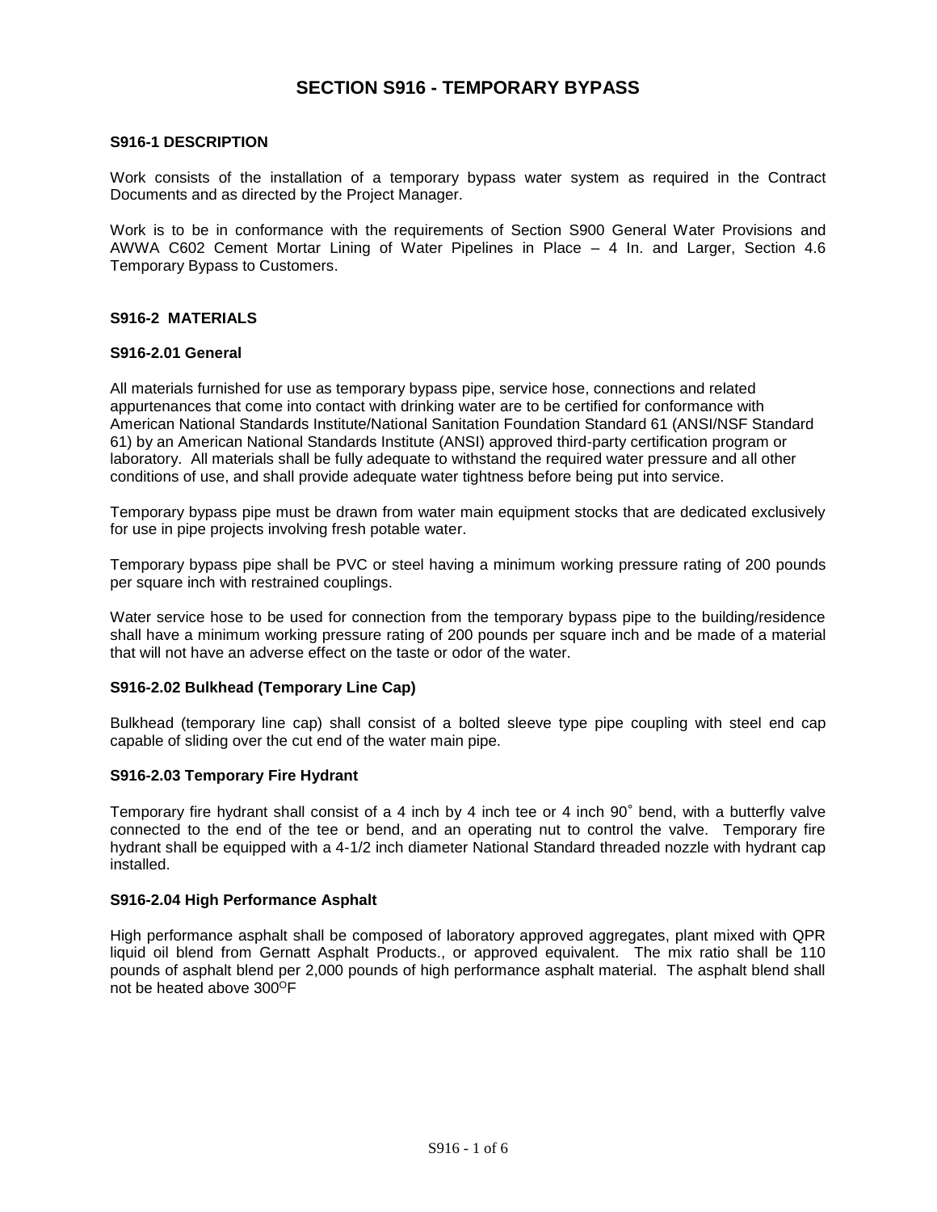# SECTION S916 - TEMPORARY BYPASS

## S916-1 DESCRIPTION

Work consists of the installation of a temporary bypass water system as required in the Contract Documents and as directed by the Project Manager.

Work is to be in conformance with the requirements of Section S900 General Water Provisions and AWWA C602 Cement Mortar Lining of Water Pipelines in Place – 4 In. and Larger, Section 4.6 Temporary Bypass to Customers.

## S916-2 MATERIALS

### S916-2.01 General

All materials furnished for use as temporary bypass pipe, service hose, connections and related appurtenances that come into contact with drinking water are to be certified for conformance with American National Standards Institute/National Sanitation Foundation Standard 61 (ANSI/NSF Standard 61) by an American National Standards Institute (ANSI) approved third-party certification program or laboratory. All materials shall be fully adequate to withstand the required water pressure and all other conditions of use, and shall provide adequate water tightness before being put into service.

Temporary bypass pipe must be drawn from water main equipment stocks that are dedicated exclusively for use in pipe projects involving fresh potable water.

Temporary bypass pipe shall be PVC or steel having a minimum working pressure rating of 200 pounds per square inch with restrained couplings.

Water service hose to be used for connection from the temporary bypass pipe to the building/residence shall have a minimum working pressure rating of 200 pounds per square inch and be made of a material that will not have an adverse effect on the taste or odor of the water.

### S916-2.02 Bulkhead (Temporary Line Cap)

Bulkhead (temporary line cap) shall consist of a bolted sleeve type pipe coupling with steel end cap capable of sliding over the cut end of the water main pipe.

### S916-2.03 Temporary Fire Hydrant

Temporary fire hydrant shall consist of a 4 inch by 4 inch tee or 4 inch 90˚ bend, with a butterfly valve connected to the end of the tee or bend, and an operating nut to control the valve. Temporary fire hydrant shall be equipped with a 4-1/2 inch diameter National Standard threaded nozzle with hydrant cap installed.

### S916-2.04 High Performance Asphalt

High performance asphalt shall be composed of laboratory approved aggregates, plant mixed with QPR liquid oil blend from Gernatt Asphalt Products., or approved equivalent. The mix ratio shall be 110 pounds of asphalt blend per 2,000 pounds of high performance asphalt material. The asphalt blend shall not be heated above 300$^{O}$F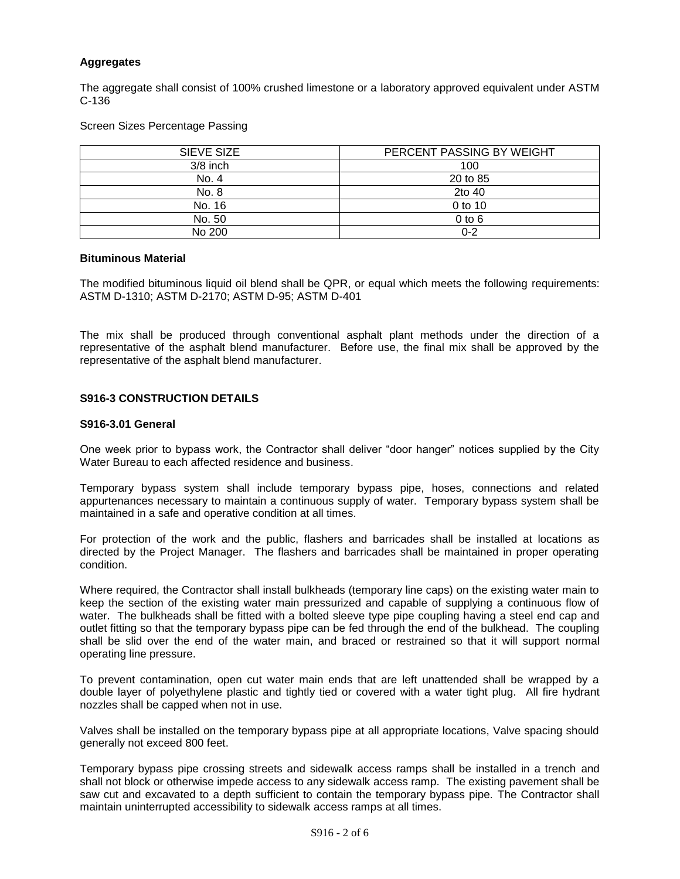**Aggregates**

The aggregate shall consist of 100% crushed limestone or a laboratory approved equivalent under ASTM C-136

Screen Sizes Percentage Passing

| SIEVE SIZE | PERCENT PASSING BY WEIGHT |
|---|---|
| 3/8 inch | 100 |
| No. 4 | 20 to 85 |
| No. 8 | 2to 40 |
| No. 16 | 0 to 10 |
| No. 50 | 0 to 6 |
| No 200 | 0-2 |

**Bituminous Material**

The modified bituminous liquid oil blend shall be QPR, or equal which meets the following requirements: ASTM D-1310; ASTM D-2170; ASTM D-95; ASTM D-401

The mix shall be produced through conventional asphalt plant methods under the direction of a representative of the asphalt blend manufacturer. Before use, the final mix shall be approved by the representative of the asphalt blend manufacturer.

## S916-3 CONSTRUCTION DETAILS

### S916-3.01 General

One week prior to bypass work, the Contractor shall deliver "door hanger" notices supplied by the City Water Bureau to each affected residence and business.

Temporary bypass system shall include temporary bypass pipe, hoses, connections and related appurtenances necessary to maintain a continuous supply of water. Temporary bypass system shall be maintained in a safe and operative condition at all times.

For protection of the work and the public, flashers and barricades shall be installed at locations as directed by the Project Manager. The flashers and barricades shall be maintained in proper operating condition.

Where required, the Contractor shall install bulkheads (temporary line caps) on the existing water main to keep the section of the existing water main pressurized and capable of supplying a continuous flow of water. The bulkheads shall be fitted with a bolted sleeve type pipe coupling having a steel end cap and outlet fitting so that the temporary bypass pipe can be fed through the end of the bulkhead. The coupling shall be slid over the end of the water main, and braced or restrained so that it will support normal operating line pressure.

To prevent contamination, open cut water main ends that are left unattended shall be wrapped by a double layer of polyethylene plastic and tightly tied or covered with a water tight plug. All fire hydrant nozzles shall be capped when not in use.

Valves shall be installed on the temporary bypass pipe at all appropriate locations, Valve spacing should generally not exceed 800 feet.

Temporary bypass pipe crossing streets and sidewalk access ramps shall be installed in a trench and shall not block or otherwise impede access to any sidewalk access ramp. The existing pavement shall be saw cut and excavated to a depth sufficient to contain the temporary bypass pipe. The Contractor shall maintain uninterrupted accessibility to sidewalk access ramps at all times.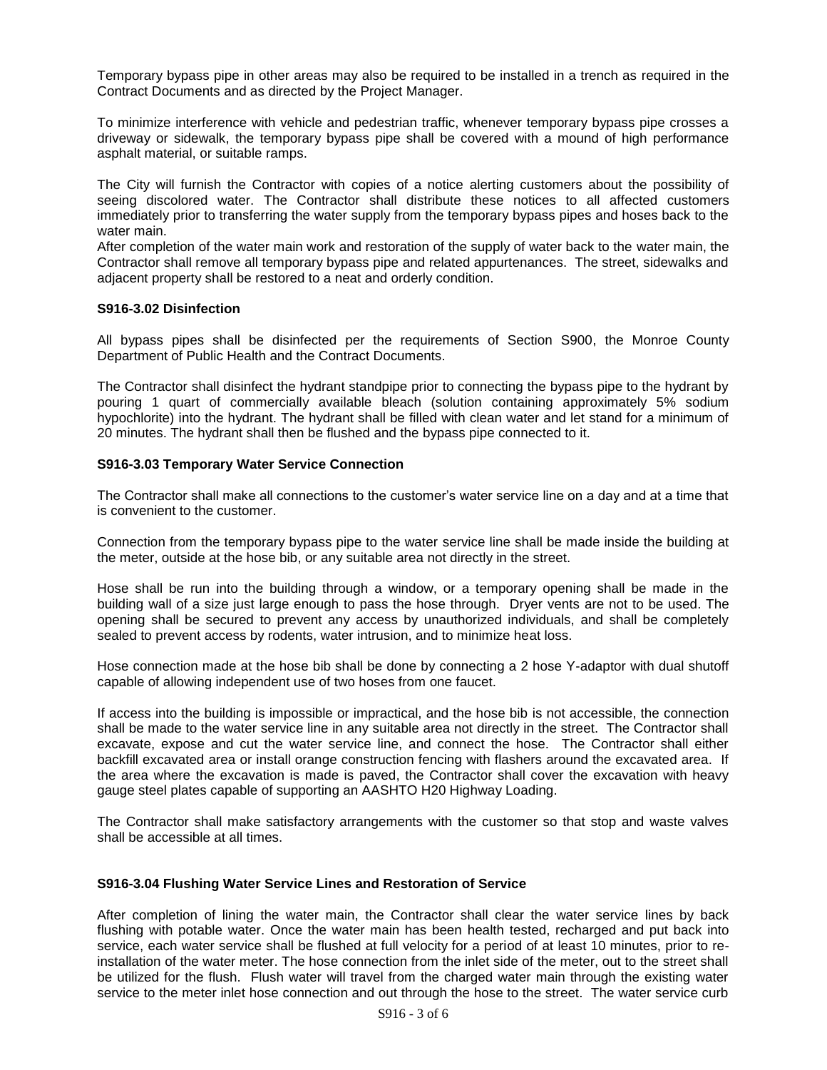Temporary bypass pipe in other areas may also be required to be installed in a trench as required in the Contract Documents and as directed by the Project Manager.

To minimize interference with vehicle and pedestrian traffic, whenever temporary bypass pipe crosses a driveway or sidewalk, the temporary bypass pipe shall be covered with a mound of high performance asphalt material, or suitable ramps.

The City will furnish the Contractor with copies of a notice alerting customers about the possibility of seeing discolored water. The Contractor shall distribute these notices to all affected customers immediately prior to transferring the water supply from the temporary bypass pipes and hoses back to the water main.

After completion of the water main work and restoration of the supply of water back to the water main, the Contractor shall remove all temporary bypass pipe and related appurtenances. The street, sidewalks and adjacent property shall be restored to a neat and orderly condition.

**S916-3.02 Disinfection**

All bypass pipes shall be disinfected per the requirements of Section S900, the Monroe County Department of Public Health and the Contract Documents.

The Contractor shall disinfect the hydrant standpipe prior to connecting the bypass pipe to the hydrant by pouring 1 quart of commercially available bleach (solution containing approximately 5% sodium hypochlorite) into the hydrant. The hydrant shall be filled with clean water and let stand for a minimum of 20 minutes. The hydrant shall then be flushed and the bypass pipe connected to it.

**S916-3.03 Temporary Water Service Connection**

The Contractor shall make all connections to the customer's water service line on a day and at a time that is convenient to the customer.

Connection from the temporary bypass pipe to the water service line shall be made inside the building at the meter, outside at the hose bib, or any suitable area not directly in the street.

Hose shall be run into the building through a window, or a temporary opening shall be made in the building wall of a size just large enough to pass the hose through. Dryer vents are not to be used. The opening shall be secured to prevent any access by unauthorized individuals, and shall be completely sealed to prevent access by rodents, water intrusion, and to minimize heat loss.

Hose connection made at the hose bib shall be done by connecting a 2 hose Y-adaptor with dual shutoff capable of allowing independent use of two hoses from one faucet.

If access into the building is impossible or impractical, and the hose bib is not accessible, the connection shall be made to the water service line in any suitable area not directly in the street. The Contractor shall excavate, expose and cut the water service line, and connect the hose. The Contractor shall either backfill excavated area or install orange construction fencing with flashers around the excavated area. If the area where the excavation is made is paved, the Contractor shall cover the excavation with heavy gauge steel plates capable of supporting an AASHTO H20 Highway Loading.

The Contractor shall make satisfactory arrangements with the customer so that stop and waste valves shall be accessible at all times.

**S916-3.04 Flushing Water Service Lines and Restoration of Service**

After completion of lining the water main, the Contractor shall clear the water service lines by back flushing with potable water. Once the water main has been health tested, recharged and put back into service, each water service shall be flushed at full velocity for a period of at least 10 minutes, prior to re-installation of the water meter. The hose connection from the inlet side of the meter, out to the street shall be utilized for the flush. Flush water will travel from the charged water main through the existing water service to the meter inlet hose connection and out through the hose to the street. The water service curb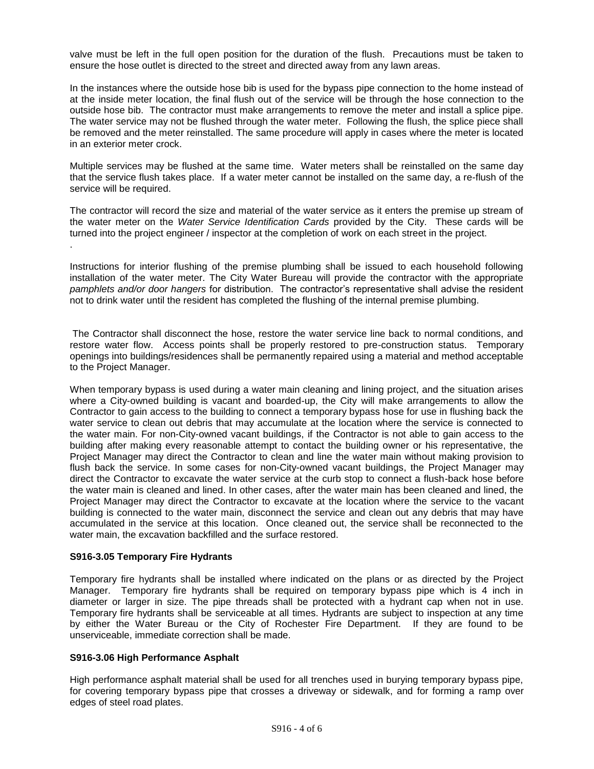valve must be left in the full open position for the duration of the flush. Precautions must be taken to ensure the hose outlet is directed to the street and directed away from any lawn areas.

In the instances where the outside hose bib is used for the bypass pipe connection to the home instead of at the inside meter location, the final flush out of the service will be through the hose connection to the outside hose bib. The contractor must make arrangements to remove the meter and install a splice pipe. The water service may not be flushed through the water meter. Following the flush, the splice piece shall be removed and the meter reinstalled. The same procedure will apply in cases where the meter is located in an exterior meter crock.

Multiple services may be flushed at the same time. Water meters shall be reinstalled on the same day that the service flush takes place. If a water meter cannot be installed on the same day, a re-flush of the service will be required.

The contractor will record the size and material of the water service as it enters the premise up stream of the water meter on the *Water Service Identification Cards* provided by the City. These cards will be turned into the project engineer / inspector at the completion of work on each street in the project.
.

Instructions for interior flushing of the premise plumbing shall be issued to each household following installation of the water meter. The City Water Bureau will provide the contractor with the appropriate *pamphlets and/or door hangers* for distribution. The contractor's representative shall advise the resident not to drink water until the resident has completed the flushing of the internal premise plumbing.

The Contractor shall disconnect the hose, restore the water service line back to normal conditions, and restore water flow. Access points shall be properly restored to pre-construction status. Temporary openings into buildings/residences shall be permanently repaired using a material and method acceptable to the Project Manager.

When temporary bypass is used during a water main cleaning and lining project, and the situation arises where a City-owned building is vacant and boarded-up, the City will make arrangements to allow the Contractor to gain access to the building to connect a temporary bypass hose for use in flushing back the water service to clean out debris that may accumulate at the location where the service is connected to the water main. For non-City-owned vacant buildings, if the Contractor is not able to gain access to the building after making every reasonable attempt to contact the building owner or his representative, the Project Manager may direct the Contractor to clean and line the water main without making provision to flush back the service. In some cases for non-City-owned vacant buildings, the Project Manager may direct the Contractor to excavate the water service at the curb stop to connect a flush-back hose before the water main is cleaned and lined. In other cases, after the water main has been cleaned and lined, the Project Manager may direct the Contractor to excavate at the location where the service to the vacant building is connected to the water main, disconnect the service and clean out any debris that may have accumulated in the service at this location. Once cleaned out, the service shall be reconnected to the water main, the excavation backfilled and the surface restored.

**S916-3.05 Temporary Fire Hydrants**

Temporary fire hydrants shall be installed where indicated on the plans or as directed by the Project Manager. Temporary fire hydrants shall be required on temporary bypass pipe which is 4 inch in diameter or larger in size. The pipe threads shall be protected with a hydrant cap when not in use. Temporary fire hydrants shall be serviceable at all times. Hydrants are subject to inspection at any time by either the Water Bureau or the City of Rochester Fire Department. If they are found to be unserviceable, immediate correction shall be made.

**S916-3.06 High Performance Asphalt**

High performance asphalt material shall be used for all trenches used in burying temporary bypass pipe, for covering temporary bypass pipe that crosses a driveway or sidewalk, and for forming a ramp over edges of steel road plates.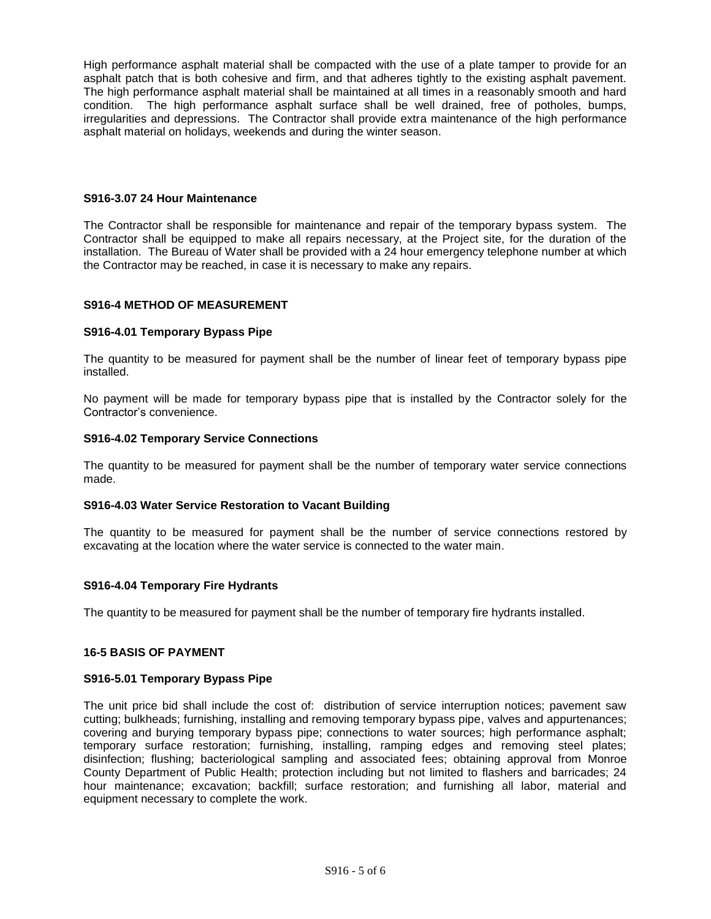High performance asphalt material shall be compacted with the use of a plate tamper to provide for an asphalt patch that is both cohesive and firm, and that adheres tightly to the existing asphalt pavement. The high performance asphalt material shall be maintained at all times in a reasonably smooth and hard condition. The high performance asphalt surface shall be well drained, free of potholes, bumps, irregularities and depressions. The Contractor shall provide extra maintenance of the high performance asphalt material on holidays, weekends and during the winter season.

### S916-3.07 24 Hour Maintenance

The Contractor shall be responsible for maintenance and repair of the temporary bypass system. The Contractor shall be equipped to make all repairs necessary, at the Project site, for the duration of the installation. The Bureau of Water shall be provided with a 24 hour emergency telephone number at which the Contractor may be reached, in case it is necessary to make any repairs.

## S916-4 METHOD OF MEASUREMENT

### S916-4.01 Temporary Bypass Pipe

The quantity to be measured for payment shall be the number of linear feet of temporary bypass pipe installed.

No payment will be made for temporary bypass pipe that is installed by the Contractor solely for the Contractor's convenience.

### S916-4.02 Temporary Service Connections

The quantity to be measured for payment shall be the number of temporary water service connections made.

### S916-4.03 Water Service Restoration to Vacant Building

The quantity to be measured for payment shall be the number of service connections restored by excavating at the location where the water service is connected to the water main.

### S916-4.04 Temporary Fire Hydrants

The quantity to be measured for payment shall be the number of temporary fire hydrants installed.

## 16-5 BASIS OF PAYMENT

### S916-5.01 Temporary Bypass Pipe

The unit price bid shall include the cost of: distribution of service interruption notices; pavement saw cutting; bulkheads; furnishing, installing and removing temporary bypass pipe, valves and appurtenances; covering and burying temporary bypass pipe; connections to water sources; high performance asphalt; temporary surface restoration; furnishing, installing, ramping edges and removing steel plates; disinfection; flushing; bacteriological sampling and associated fees; obtaining approval from Monroe County Department of Public Health; protection including but not limited to flashers and barricades; 24 hour maintenance; excavation; backfill; surface restoration; and furnishing all labor, material and equipment necessary to complete the work.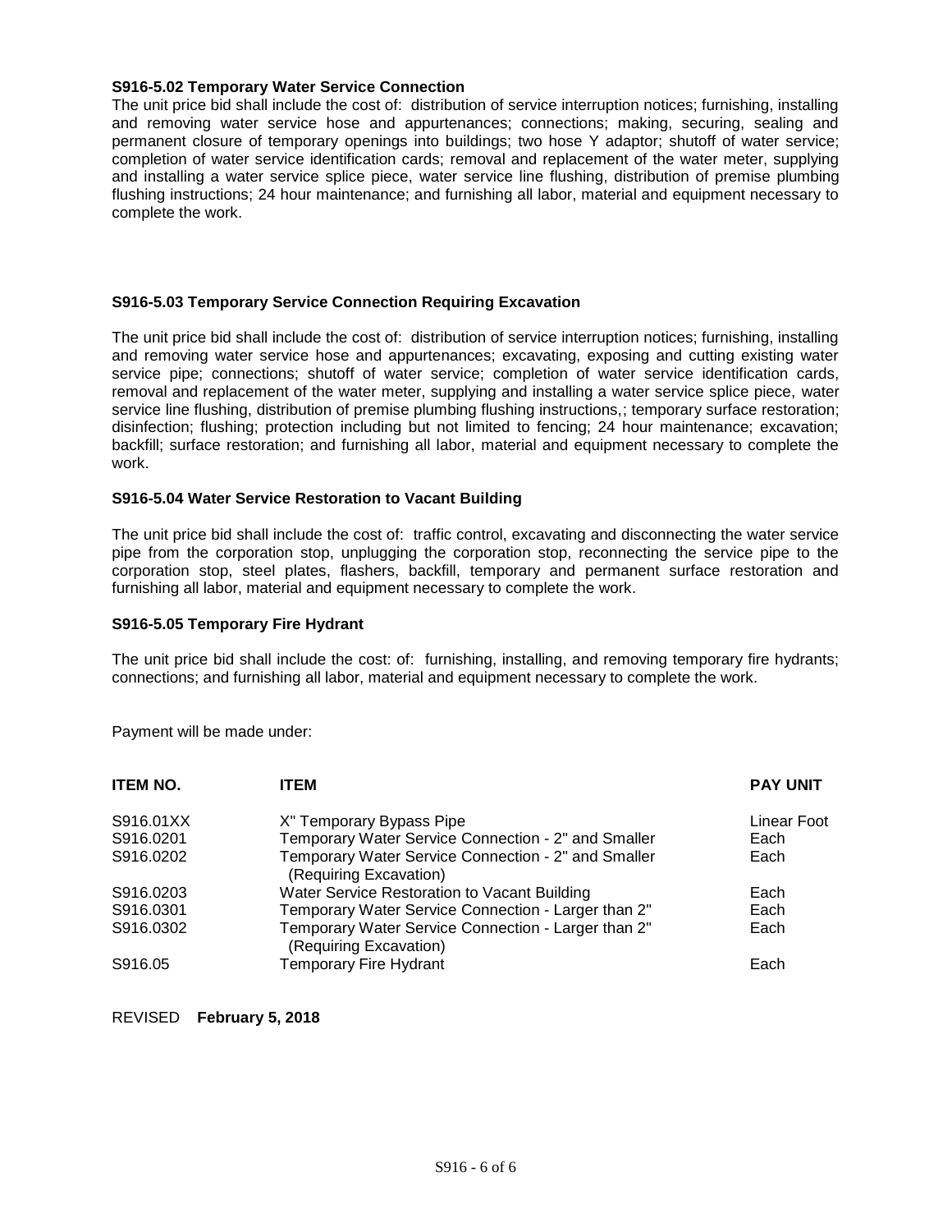**S916-5.02 Temporary Water Service Connection**

The unit price bid shall include the cost of: distribution of service interruption notices; furnishing, installing and removing water service hose and appurtenances; connections; making, securing, sealing and permanent closure of temporary openings into buildings; two hose Y adaptor; shutoff of water service; completion of water service identification cards; removal and replacement of the water meter, supplying and installing a water service splice piece, water service line flushing, distribution of premise plumbing flushing instructions; 24 hour maintenance; and furnishing all labor, material and equipment necessary to complete the work.

**S916-5.03 Temporary Service Connection Requiring Excavation**

The unit price bid shall include the cost of: distribution of service interruption notices; furnishing, installing and removing water service hose and appurtenances; excavating, exposing and cutting existing water service pipe; connections; shutoff of water service; completion of water service identification cards, removal and replacement of the water meter, supplying and installing a water service splice piece, water service line flushing, distribution of premise plumbing flushing instructions,; temporary surface restoration; disinfection; flushing; protection including but not limited to fencing; 24 hour maintenance; excavation; backfill; surface restoration; and furnishing all labor, material and equipment necessary to complete the work.

**S916-5.04 Water Service Restoration to Vacant Building**

The unit price bid shall include the cost of: traffic control, excavating and disconnecting the water service pipe from the corporation stop, unplugging the corporation stop, reconnecting the service pipe to the corporation stop, steel plates, flashers, backfill, temporary and permanent surface restoration and furnishing all labor, material and equipment necessary to complete the work.

**S916-5.05 Temporary Fire Hydrant**

The unit price bid shall include the cost: of: furnishing, installing, and removing temporary fire hydrants; connections; and furnishing all labor, material and equipment necessary to complete the work.

Payment will be made under:

| ITEM NO. | ITEM | PAY UNIT |
|---|---|---|
| S916.01XX | X" Temporary Bypass Pipe | Linear Foot |
| S916.0201 | Temporary Water Service Connection - 2" and Smaller | Each |
| S916.0202 | Temporary Water Service Connection - 2" and Smaller (Requiring Excavation) | Each |
| S916.0203 | Water Service Restoration to Vacant Building | Each |
| S916.0301 | Temporary Water Service Connection - Larger than 2" | Each |
| S916.0302 | Temporary Water Service Connection - Larger than 2" (Requiring Excavation) | Each |
| S916.05 | Temporary Fire Hydrant | Each |

REVISED **February 5, 2018**